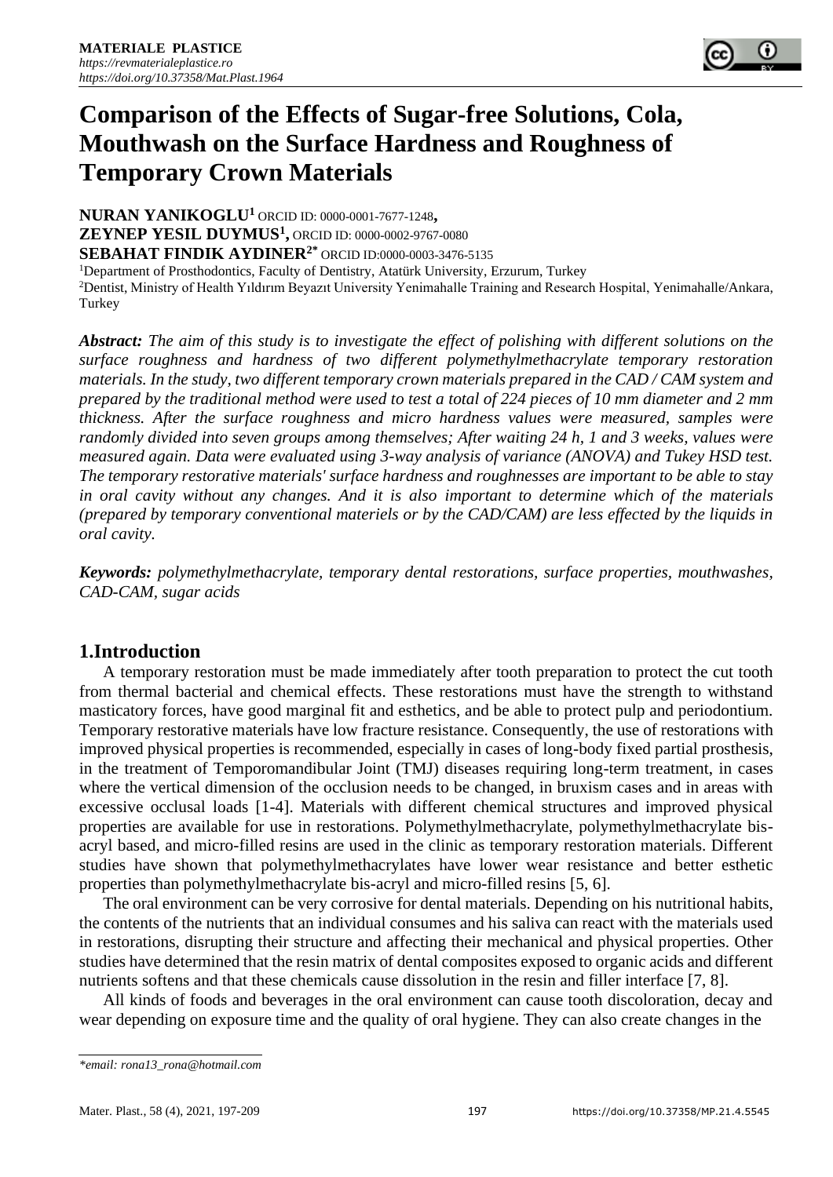# Comparison of the Effects of Sugar-free Solutions, Cola, Mouthwash on the Surface Hardness and Roughness of Temporary Crown Materials

**NURAN YANIKOGLU**[1] ORCID ID: 0000-0001-7677-1248,
**ZEYNEP YESIL DUYMUS**[1], ORCID ID: 0000-0002-9767-0080
**SEBAHAT FINDIK AYDINER**[2*] ORCID ID:0000-0003-3476-5135

[1]Department of Prosthodontics, Faculty of Dentistry, Atatürk University, Erzurum, Turkey
[2]Dentist, Ministry of Health Yıldırım Beyazıt University Yenimahalle Training and Research Hospital, Yenimahalle/Ankara, Turkey

***Abstract:*** *The aim of this study is to investigate the effect of polishing with different solutions on the surface roughness and hardness of two different polymethylmethacrylate temporary restoration materials. In the study, two different temporary crown materials prepared in the CAD / CAM system and prepared by the traditional method were used to test a total of 224 pieces of 10 mm diameter and 2 mm thickness. After the surface roughness and micro hardness values were measured, samples were randomly divided into seven groups among themselves; After waiting 24 h, 1 and 3 weeks, values were measured again. Data were evaluated using 3-way analysis of variance (ANOVA) and Tukey HSD test. The temporary restorative materials' surface hardness and roughnesses are important to be able to stay in oral cavity without any changes. And it is also important to determine which of the materials (prepared by temporary conventional materiels or by the CAD/CAM) are less effected by the liquids in oral cavity.*

***Keywords:*** *polymethylmethacrylate, temporary dental restorations, surface properties, mouthwashes, CAD-CAM, sugar acids*

## 1.Introduction

A temporary restoration must be made immediately after tooth preparation to protect the cut tooth from thermal bacterial and chemical effects. These restorations must have the strength to withstand masticatory forces, have good marginal fit and esthetics, and be able to protect pulp and periodontium. Temporary restorative materials have low fracture resistance. Consequently, the use of restorations with improved physical properties is recommended, especially in cases of long-body fixed partial prosthesis, in the treatment of Temporomandibular Joint (TMJ) diseases requiring long-term treatment, in cases where the vertical dimension of the occlusion needs to be changed, in bruxism cases and in areas with excessive occlusal loads [1-4]. Materials with different chemical structures and improved physical properties are available for use in restorations. Polymethylmethacrylate, polymethylmethacrylate bis-acryl based, and micro-filled resins are used in the clinic as temporary restoration materials. Different studies have shown that polymethylmethacrylates have lower wear resistance and better esthetic properties than polymethylmethacrylate bis-acryl and micro-filled resins [5, 6].

The oral environment can be very corrosive for dental materials. Depending on his nutritional habits, the contents of the nutrients that an individual consumes and his saliva can react with the materials used in restorations, disrupting their structure and affecting their mechanical and physical properties. Other studies have determined that the resin matrix of dental composites exposed to organic acids and different nutrients softens and that these chemicals cause dissolution in the resin and filler interface [7, 8].

All kinds of foods and beverages in the oral environment can cause tooth discoloration, decay and wear depending on exposure time and the quality of oral hygiene. They can also create changes in the

*\*email: rona13_rona@hotmail.com*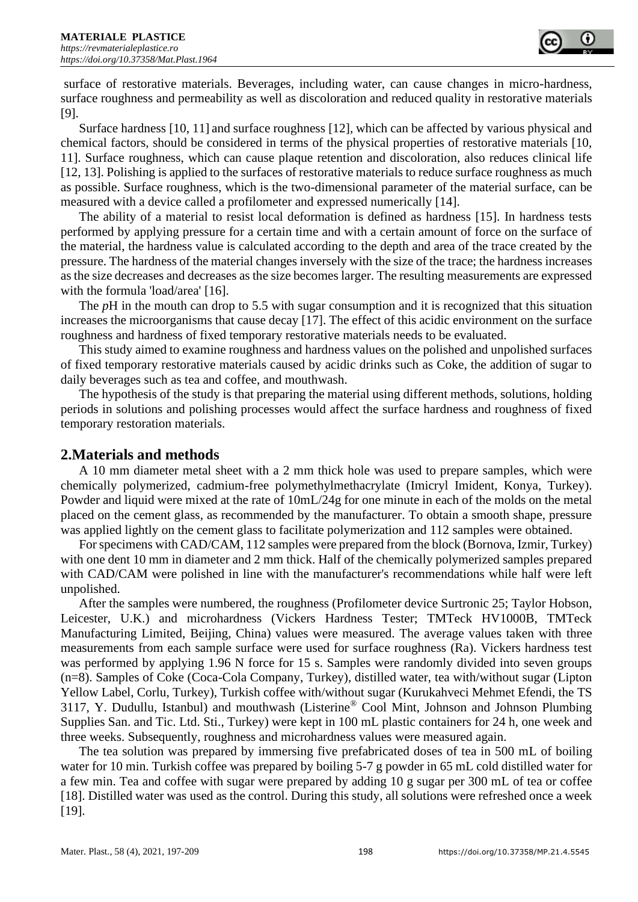surface of restorative materials. Beverages, including water, can cause changes in micro-hardness, surface roughness and permeability as well as discoloration and reduced quality in restorative materials [9].

Surface hardness [10, 11] and surface roughness [12], which can be affected by various physical and chemical factors, should be considered in terms of the physical properties of restorative materials [10, 11]. Surface roughness, which can cause plaque retention and discoloration, also reduces clinical life [12, 13]. Polishing is applied to the surfaces of restorative materials to reduce surface roughness as much as possible. Surface roughness, which is the two-dimensional parameter of the material surface, can be measured with a device called a profilometer and expressed numerically [14].

The ability of a material to resist local deformation is defined as hardness [15]. In hardness tests performed by applying pressure for a certain time and with a certain amount of force on the surface of the material, the hardness value is calculated according to the depth and area of the trace created by the pressure. The hardness of the material changes inversely with the size of the trace; the hardness increases as the size decreases and decreases as the size becomes larger. The resulting measurements are expressed with the formula 'load/area' [16].

The *p*H in the mouth can drop to 5.5 with sugar consumption and it is recognized that this situation increases the microorganisms that cause decay [17]. The effect of this acidic environment on the surface roughness and hardness of fixed temporary restorative materials needs to be evaluated.

This study aimed to examine roughness and hardness values on the polished and unpolished surfaces of fixed temporary restorative materials caused by acidic drinks such as Coke, the addition of sugar to daily beverages such as tea and coffee, and mouthwash.

The hypothesis of the study is that preparing the material using different methods, solutions, holding periods in solutions and polishing processes would affect the surface hardness and roughness of fixed temporary restoration materials.

## 2.Materials and methods

A 10 mm diameter metal sheet with a 2 mm thick hole was used to prepare samples, which were chemically polymerized, cadmium-free polymethylmethacrylate (Imicryl Imident, Konya, Turkey). Powder and liquid were mixed at the rate of 10mL/24g for one minute in each of the molds on the metal placed on the cement glass, as recommended by the manufacturer. To obtain a smooth shape, pressure was applied lightly on the cement glass to facilitate polymerization and 112 samples were obtained.

For specimens with CAD/CAM, 112 samples were prepared from the block (Bornova, Izmir, Turkey) with one dent 10 mm in diameter and 2 mm thick. Half of the chemically polymerized samples prepared with CAD/CAM were polished in line with the manufacturer's recommendations while half were left unpolished.

After the samples were numbered, the roughness (Profilometer device Surtronic 25; Taylor Hobson, Leicester, U.K.) and microhardness (Vickers Hardness Tester; TMTeck HV1000B, TMTeck Manufacturing Limited, Beijing, China) values were measured. The average values taken with three measurements from each sample surface were used for surface roughness (Ra). Vickers hardness test was performed by applying 1.96 N force for 15 s. Samples were randomly divided into seven groups (n=8). Samples of Coke (Coca-Cola Company, Turkey), distilled water, tea with/without sugar (Lipton Yellow Label, Corlu, Turkey), Turkish coffee with/without sugar (Kurukahveci Mehmet Efendi, the TS 3117, Y. Dudullu, Istanbul) and mouthwash (Listerine® Cool Mint, Johnson and Johnson Plumbing Supplies San. and Tic. Ltd. Sti., Turkey) were kept in 100 mL plastic containers for 24 h, one week and three weeks. Subsequently, roughness and microhardness values were measured again.

The tea solution was prepared by immersing five prefabricated doses of tea in 500 mL of boiling water for 10 min. Turkish coffee was prepared by boiling 5-7 g powder in 65 mL cold distilled water for a few min. Tea and coffee with sugar were prepared by adding 10 g sugar per 300 mL of tea or coffee [18]. Distilled water was used as the control. During this study, all solutions were refreshed once a week [19].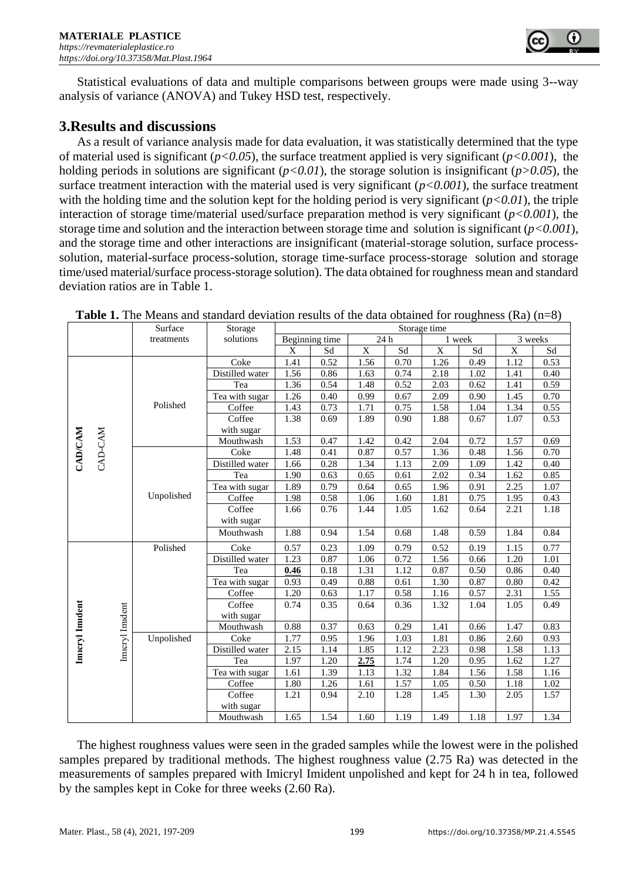Statistical evaluations of data and multiple comparisons between groups were made using 3--way analysis of variance (ANOVA) and Tukey HSD test, respectively.

## 3.Results and discussions

As a result of variance analysis made for data evaluation, it was statistically determined that the type of material used is significant ($p<0.05$), the surface treatment applied is very significant ($p<0.001$), the holding periods in solutions are significant ($p<0.01$), the storage solution is insignificant ($p>0.05$), the surface treatment interaction with the material used is very significant ($p<0.001$), the surface treatment with the holding time and the solution kept for the holding period is very significant ($p<0.01$), the triple interaction of storage time/material used/surface preparation method is very significant ($p<0.001$), the storage time and solution and the interaction between storage time and solution is significant ($p<0.001$), and the storage time and other interactions are insignificant (material-storage solution, surface process-solution, material-surface process-solution, storage time-surface process-storage solution and storage time/used material/surface process-storage solution). The data obtained for roughness mean and standard deviation ratios are in Table 1.

**Table 1.** The Means and standard deviation results of the data obtained for roughness (Ra) (n=8)

| | | Surface treatments | Storage solutions | Storage time | | | | | | | |
|---|---|---|---|---|---|---|---|---|---|---|---|
| | | | | Beginning time | | 24 h | | 1 week | | 3 weeks | |
| | | | | X | Sd | X | Sd | X | Sd | X | Sd |
| **CAD/CAM** | CAD-CAM | Polished | Coke | 1.41 | 0.52 | 1.56 | 0.70 | 1.26 | 0.49 | 1.12 | 0.53 |
| | | | Distilled water | 1.56 | 0.86 | 1.63 | 0.74 | 2.18 | 1.02 | 1.41 | 0.40 |
| | | | Tea | 1.36 | 0.54 | 1.48 | 0.52 | 2.03 | 0.62 | 1.41 | 0.59 |
| | | | Tea with sugar | 1.26 | 0.40 | 0.99 | 0.67 | 2.09 | 0.90 | 1.45 | 0.70 |
| | | | Coffee | 1.43 | 0.73 | 1.71 | 0.75 | 1.58 | 1.04 | 1.34 | 0.55 |
| | | | Coffee with sugar | 1.38 | 0.69 | 1.89 | 0.90 | 1.88 | 0.67 | 1.07 | 0.53 |
| | | | Mouthwash | 1.53 | 0.47 | 1.42 | 0.42 | 2.04 | 0.72 | 1.57 | 0.69 |
| | | Unpolished | Coke | 1.48 | 0.41 | 0.87 | 0.57 | 1.36 | 0.48 | 1.56 | 0.70 |
| | | | Distilled water | 1.66 | 0.28 | 1.34 | 1.13 | 2.09 | 1.09 | 1.42 | 0.40 |
| | | | Tea | 1.90 | 0.63 | 0.65 | 0.61 | 2.02 | 0.34 | 1.62 | 0.85 |
| | | | Tea with sugar | 1.89 | 0.79 | 0.64 | 0.65 | 1.96 | 0.91 | 2.25 | 1.07 |
| | | | Coffee | 1.98 | 0.58 | 1.06 | 1.60 | 1.81 | 0.75 | 1.95 | 0.43 |
| | | | Coffee with sugar | 1.66 | 0.76 | 1.44 | 1.05 | 1.62 | 0.64 | 2.21 | 1.18 |
| | | | Mouthwash | 1.88 | 0.94 | 1.54 | 0.68 | 1.48 | 0.59 | 1.84 | 0.84 |
| **Imicryl Imident** | Imicryl Imident | Polished | Coke | 0.57 | 0.23 | 1.09 | 0.79 | 0.52 | 0.19 | 1.15 | 0.77 |
| | | | Distilled water | 1.23 | 0.87 | 1.06 | 0.72 | 1.56 | 0.66 | 1.20 | 1.01 |
| | | | Tea | **0.46** | 0.18 | 1.31 | 1.12 | 0.87 | 0.50 | 0.86 | 0.40 |
| | | | Tea with sugar | 0.93 | 0.49 | 0.88 | 0.61 | 1.30 | 0.87 | 0.80 | 0.42 |
| | | | Coffee | 1.20 | 0.63 | 1.17 | 0.58 | 1.16 | 0.57 | 2.31 | 1.55 |
| | | | Coffee with sugar | 0.74 | 0.35 | 0.64 | 0.36 | 1.32 | 1.04 | 1.05 | 0.49 |
| | | | Mouthwash | 0.88 | 0.37 | 0.63 | 0.29 | 1.41 | 0.66 | 1.47 | 0.83 |
| | | Unpolished | Coke | 1.77 | 0.95 | 1.96 | 1.03 | 1.81 | 0.86 | 2.60 | 0.93 |
| | | | Distilled water | 2.15 | 1.14 | 1.85 | 1.12 | 2.23 | 0.98 | 1.58 | 1.13 |
| | | | Tea | 1.97 | 1.20 | **2.75** | 1.74 | 1.20 | 0.95 | 1.62 | 1.27 |
| | | | Tea with sugar | 1.61 | 1.39 | 1.13 | 1.32 | 1.84 | 1.56 | 1.58 | 1.16 |
| | | | Coffee | 1.80 | 1.26 | 1.61 | 1.57 | 1.05 | 0.50 | 1.18 | 1.02 |
| | | | Coffee with sugar | 1.21 | 0.94 | 2.10 | 1.28 | 1.45 | 1.30 | 2.05 | 1.57 |
| | | | Mouthwash | 1.65 | 1.54 | 1.60 | 1.19 | 1.49 | 1.18 | 1.97 | 1.34 |

The highest roughness values were seen in the graded samples while the lowest were in the polished samples prepared by traditional methods. The highest roughness value (2.75 Ra) was detected in the measurements of samples prepared with Imicryl Imident unpolished and kept for 24 h in tea, followed by the samples kept in Coke for three weeks (2.60 Ra).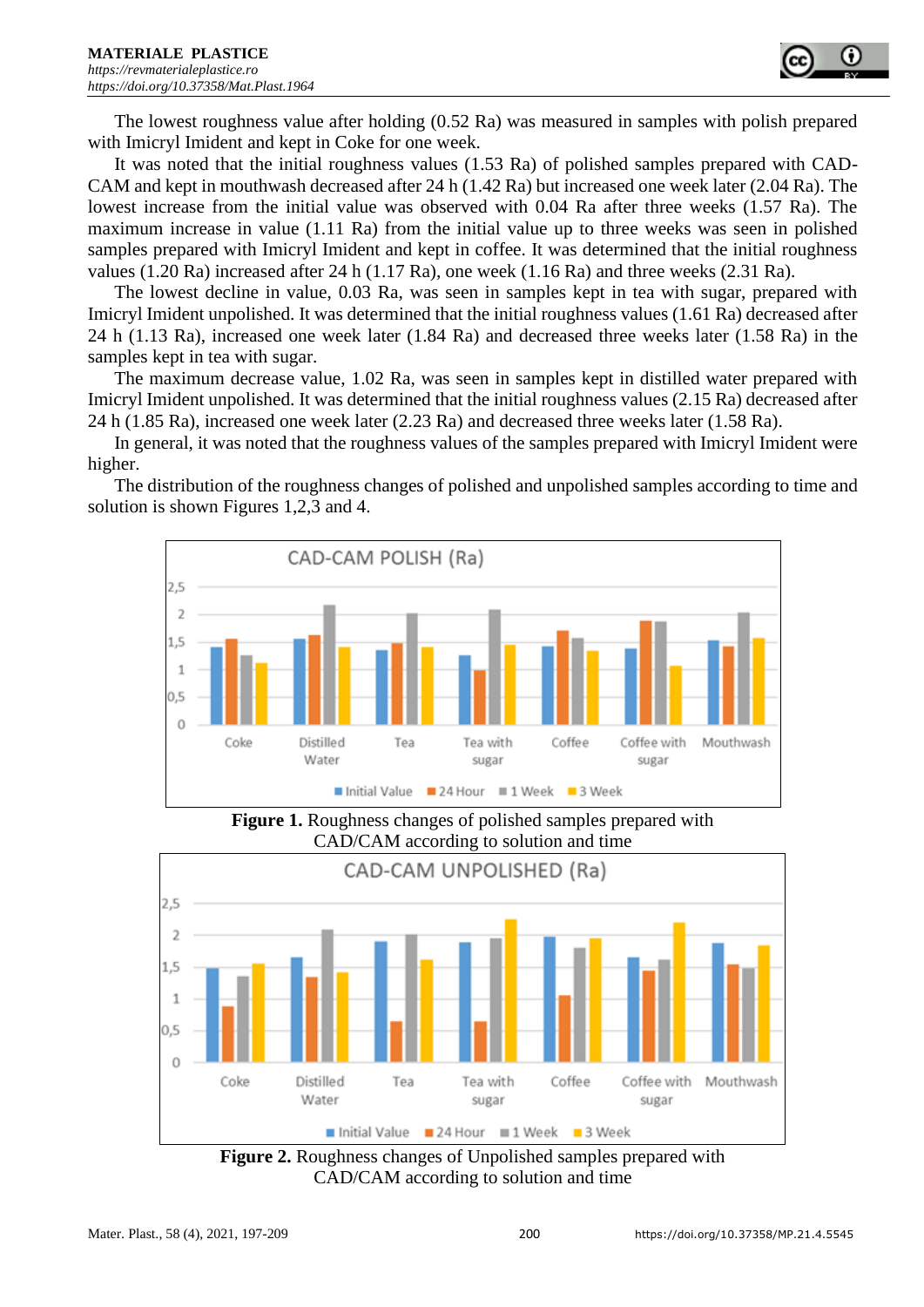The lowest roughness value after holding (0.52 Ra) was measured in samples with polish prepared with Imicryl Imident and kept in Coke for one week.

It was noted that the initial roughness values (1.53 Ra) of polished samples prepared with CAD-CAM and kept in mouthwash decreased after 24 h (1.42 Ra) but increased one week later (2.04 Ra). The lowest increase from the initial value was observed with 0.04 Ra after three weeks (1.57 Ra). The maximum increase in value (1.11 Ra) from the initial value up to three weeks was seen in polished samples prepared with Imicryl Imident and kept in coffee. It was determined that the initial roughness values (1.20 Ra) increased after 24 h (1.17 Ra), one week (1.16 Ra) and three weeks (2.31 Ra).

The lowest decline in value, 0.03 Ra, was seen in samples kept in tea with sugar, prepared with Imicryl Imident unpolished. It was determined that the initial roughness values (1.61 Ra) decreased after 24 h (1.13 Ra), increased one week later (1.84 Ra) and decreased three weeks later (1.58 Ra) in the samples kept in tea with sugar.

The maximum decrease value, 1.02 Ra, was seen in samples kept in distilled water prepared with Imicryl Imident unpolished. It was determined that the initial roughness values (2.15 Ra) decreased after 24 h (1.85 Ra), increased one week later (2.23 Ra) and decreased three weeks later (1.58 Ra).

In general, it was noted that the roughness values of the samples prepared with Imicryl Imident were higher.

The distribution of the roughness changes of polished and unpolished samples according to time and solution is shown Figures 1,2,3 and 4.

**Figure 1.** Roughness changes of polished samples prepared with CAD/CAM according to solution and time

**Figure 2.** Roughness changes of Unpolished samples prepared with CAD/CAM according to solution and time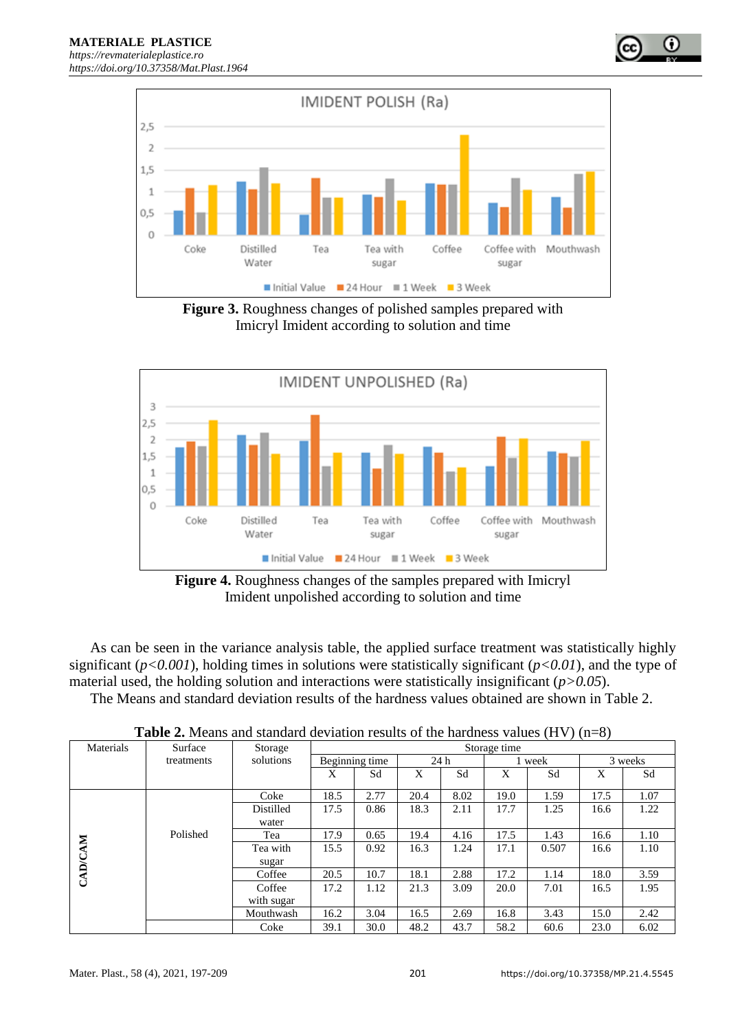**Figure 3.** Roughness changes of polished samples prepared with Imicryl Imident according to solution and time

**Figure 4.** Roughness changes of the samples prepared with Imicryl Imident unpolished according to solution and time

As can be seen in the variance analysis table, the applied surface treatment was statistically highly significant (*$p<0.001$*), holding times in solutions were statistically significant (*$p<0.01$*), and the type of material used, the holding solution and interactions were statistically insignificant (*$p>0.05$*).

The Means and standard deviation results of the hardness values obtained are shown in Table 2.

**Table 2.** Means and standard deviation results of the hardness values (HV) (n=8)

| Materials | Surface treatments | Storage solutions | Storage time | | | | | | | |
|---|---|---|---|---|---|---|---|---|---|---|
| | | | Beginning time | | 24 h | | 1 week | | 3 weeks | |
| | | | X | Sd | X | Sd | X | Sd | X | Sd |
| CAD/CAM | Polished | Coke | 18.5 | 2.77 | 20.4 | 8.02 | 19.0 | 1.59 | 17.5 | 1.07 |
| | | Distilled water | 17.5 | 0.86 | 18.3 | 2.11 | 17.7 | 1.25 | 16.6 | 1.22 |
| | | Tea | 17.9 | 0.65 | 19.4 | 4.16 | 17.5 | 1.43 | 16.6 | 1.10 |
| | | Tea with sugar | 15.5 | 0.92 | 16.3 | 1.24 | 17.1 | 0.507 | 16.6 | 1.10 |
| | | Coffee | 20.5 | 10.7 | 18.1 | 2.88 | 17.2 | 1.14 | 18.0 | 3.59 |
| | | Coffee with sugar | 17.2 | 1.12 | 21.3 | 3.09 | 20.0 | 7.01 | 16.5 | 1.95 |
| | | Mouthwash | 16.2 | 3.04 | 16.5 | 2.69 | 16.8 | 3.43 | 15.0 | 2.42 |
| | | Coke | 39.1 | 30.0 | 48.2 | 43.7 | 58.2 | 60.6 | 23.0 | 6.02 |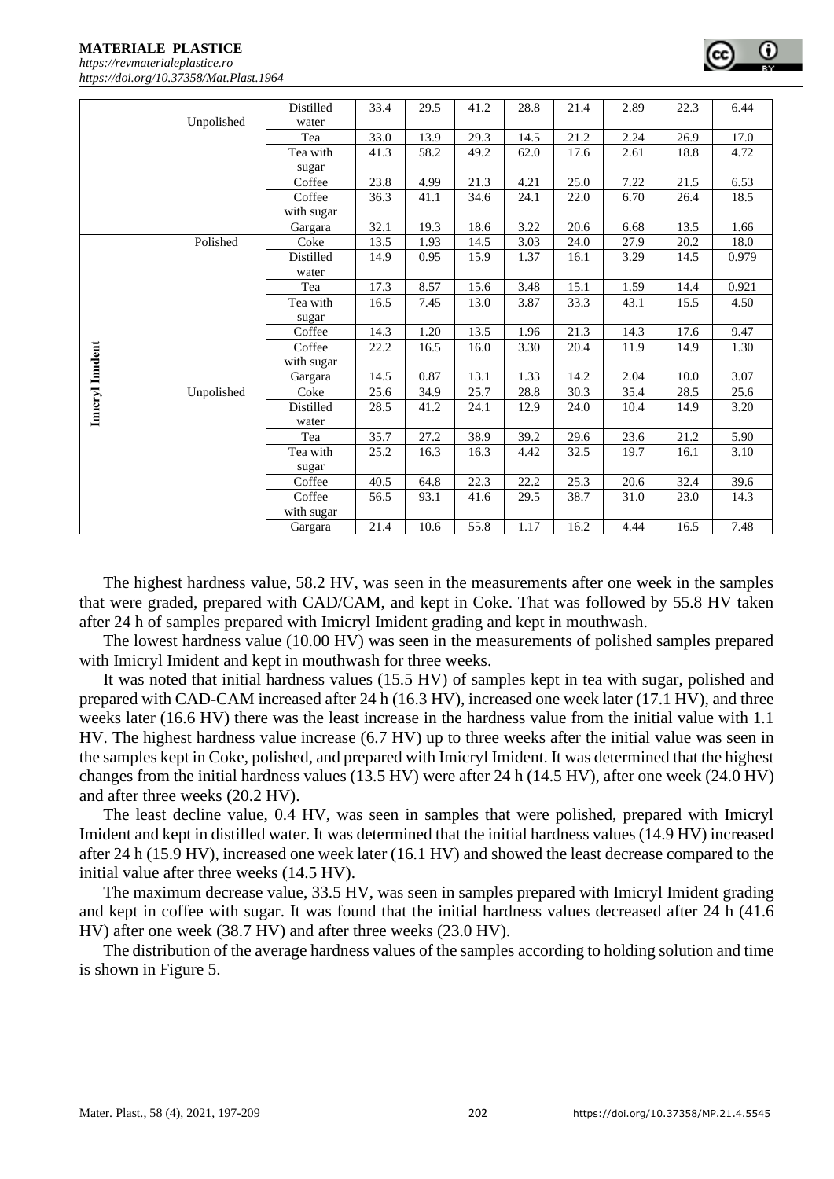| | | | | | | | | | | |
|---|---|---|---|---|---|---|---|---|---|---|
| | Unpolished | Distilled water | 33.4 | 29.5 | 41.2 | 28.8 | 21.4 | 2.89 | 22.3 | 6.44 |
| | | Tea | 33.0 | 13.9 | 29.3 | 14.5 | 21.2 | 2.24 | 26.9 | 17.0 |
| | | Tea with sugar | 41.3 | 58.2 | 49.2 | 62.0 | 17.6 | 2.61 | 18.8 | 4.72 |
| | | Coffee | 23.8 | 4.99 | 21.3 | 4.21 | 25.0 | 7.22 | 21.5 | 6.53 |
| | | Coffee with sugar | 36.3 | 41.1 | 34.6 | 24.1 | 22.0 | 6.70 | 26.4 | 18.5 |
| | | Gargara | 32.1 | 19.3 | 18.6 | 3.22 | 20.6 | 6.68 | 13.5 | 1.66 |
| Imicryl Imdent | Polished | Coke | 13.5 | 1.93 | 14.5 | 3.03 | 24.0 | 27.9 | 20.2 | 18.0 |
| | | Distilled water | 14.9 | 0.95 | 15.9 | 1.37 | 16.1 | 3.29 | 14.5 | 0.979 |
| | | Tea | 17.3 | 8.57 | 15.6 | 3.48 | 15.1 | 1.59 | 14.4 | 0.921 |
| | | Tea with sugar | 16.5 | 7.45 | 13.0 | 3.87 | 33.3 | 43.1 | 15.5 | 4.50 |
| | | Coffee | 14.3 | 1.20 | 13.5 | 1.96 | 21.3 | 14.3 | 17.6 | 9.47 |
| | | Coffee with sugar | 22.2 | 16.5 | 16.0 | 3.30 | 20.4 | 11.9 | 14.9 | 1.30 |
| | | Gargara | 14.5 | 0.87 | 13.1 | 1.33 | 14.2 | 2.04 | 10.0 | 3.07 |
| | Unpolished | Coke | 25.6 | 34.9 | 25.7 | 28.8 | 30.3 | 35.4 | 28.5 | 25.6 |
| | | Distilled water | 28.5 | 41.2 | 24.1 | 12.9 | 24.0 | 10.4 | 14.9 | 3.20 |
| | | Tea | 35.7 | 27.2 | 38.9 | 39.2 | 29.6 | 23.6 | 21.2 | 5.90 |
| | | Tea with sugar | 25.2 | 16.3 | 16.3 | 4.42 | 32.5 | 19.7 | 16.1 | 3.10 |
| | | Coffee | 40.5 | 64.8 | 22.3 | 22.2 | 25.3 | 20.6 | 32.4 | 39.6 |
| | | Coffee with sugar | 56.5 | 93.1 | 41.6 | 29.5 | 38.7 | 31.0 | 23.0 | 14.3 |
| | | Gargara | 21.4 | 10.6 | 55.8 | 1.17 | 16.2 | 4.44 | 16.5 | 7.48 |

The highest hardness value, 58.2 HV, was seen in the measurements after one week in the samples that were graded, prepared with CAD/CAM, and kept in Coke. That was followed by 55.8 HV taken after 24 h of samples prepared with Imicryl Imident grading and kept in mouthwash.

The lowest hardness value (10.00 HV) was seen in the measurements of polished samples prepared with Imicryl Imident and kept in mouthwash for three weeks.

It was noted that initial hardness values (15.5 HV) of samples kept in tea with sugar, polished and prepared with CAD-CAM increased after 24 h (16.3 HV), increased one week later (17.1 HV), and three weeks later (16.6 HV) there was the least increase in the hardness value from the initial value with 1.1 HV. The highest hardness value increase (6.7 HV) up to three weeks after the initial value was seen in the samples kept in Coke, polished, and prepared with Imicryl Imident. It was determined that the highest changes from the initial hardness values (13.5 HV) were after 24 h (14.5 HV), after one week (24.0 HV) and after three weeks (20.2 HV).

The least decline value, 0.4 HV, was seen in samples that were polished, prepared with Imicryl Imident and kept in distilled water. It was determined that the initial hardness values (14.9 HV) increased after 24 h (15.9 HV), increased one week later (16.1 HV) and showed the least decrease compared to the initial value after three weeks (14.5 HV).

The maximum decrease value, 33.5 HV, was seen in samples prepared with Imicryl Imident grading and kept in coffee with sugar. It was found that the initial hardness values decreased after 24 h (41.6 HV) after one week (38.7 HV) and after three weeks (23.0 HV).

The distribution of the average hardness values of the samples according to holding solution and time is shown in Figure 5.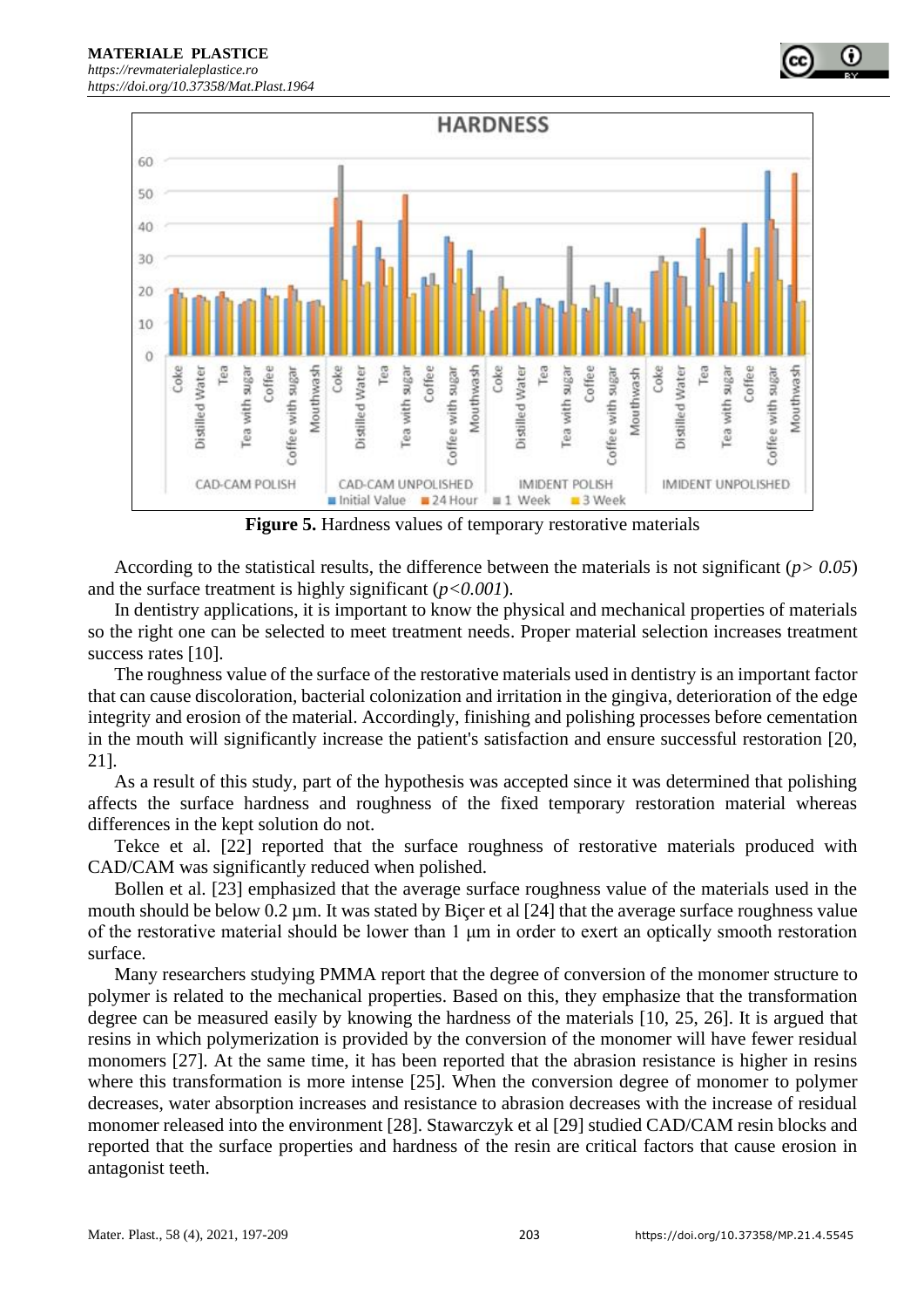**Figure 5.** Hardness values of temporary restorative materials

According to the statistical results, the difference between the materials is not significant (*$p > 0.05$*) and the surface treatment is highly significant (*$p<0.001$*).

In dentistry applications, it is important to know the physical and mechanical properties of materials so the right one can be selected to meet treatment needs. Proper material selection increases treatment success rates [10].

The roughness value of the surface of the restorative materials used in dentistry is an important factor that can cause discoloration, bacterial colonization and irritation in the gingiva, deterioration of the edge integrity and erosion of the material. Accordingly, finishing and polishing processes before cementation in the mouth will significantly increase the patient's satisfaction and ensure successful restoration [20, 21].

As a result of this study, part of the hypothesis was accepted since it was determined that polishing affects the surface hardness and roughness of the fixed temporary restoration material whereas differences in the kept solution do not.

Tekce et al. [22] reported that the surface roughness of restorative materials produced with CAD/CAM was significantly reduced when polished.

Bollen et al. [23] emphasized that the average surface roughness value of the materials used in the mouth should be below 0.2 µm. It was stated by Biçer et al [24] that the average surface roughness value of the restorative material should be lower than 1 µm in order to exert an optically smooth restoration surface.

Many researchers studying PMMA report that the degree of conversion of the monomer structure to polymer is related to the mechanical properties. Based on this, they emphasize that the transformation degree can be measured easily by knowing the hardness of the materials [10, 25, 26]. It is argued that resins in which polymerization is provided by the conversion of the monomer will have fewer residual monomers [27]. At the same time, it has been reported that the abrasion resistance is higher in resins where this transformation is more intense [25]. When the conversion degree of monomer to polymer decreases, water absorption increases and resistance to abrasion decreases with the increase of residual monomer released into the environment [28]. Stawarczyk et al [29] studied CAD/CAM resin blocks and reported that the surface properties and hardness of the resin are critical factors that cause erosion in antagonist teeth.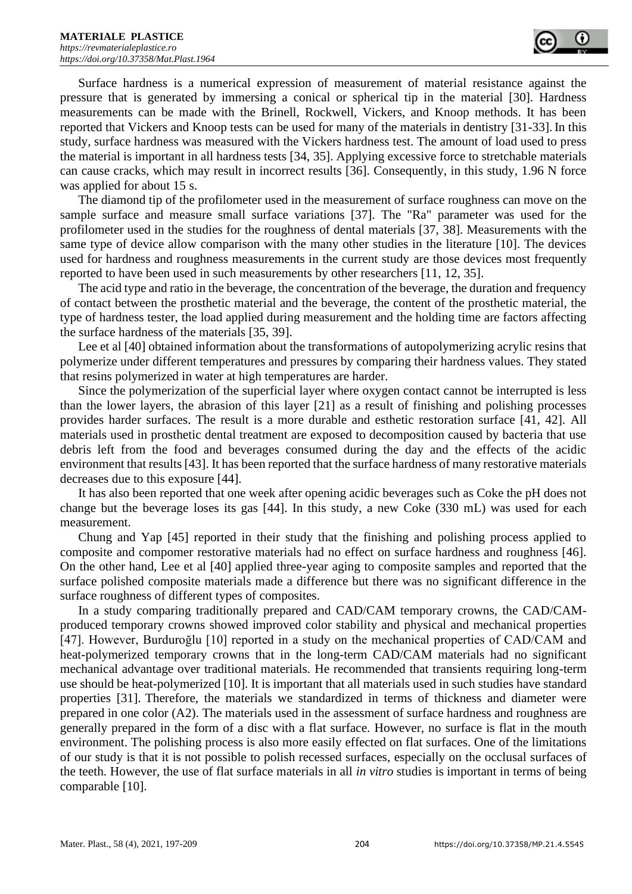Surface hardness is a numerical expression of measurement of material resistance against the pressure that is generated by immersing a conical or spherical tip in the material [30]. Hardness measurements can be made with the Brinell, Rockwell, Vickers, and Knoop methods. It has been reported that Vickers and Knoop tests can be used for many of the materials in dentistry [31-33]. In this study, surface hardness was measured with the Vickers hardness test. The amount of load used to press the material is important in all hardness tests [34, 35]. Applying excessive force to stretchable materials can cause cracks, which may result in incorrect results [36]. Consequently, in this study, 1.96 N force was applied for about 15 s.

The diamond tip of the profilometer used in the measurement of surface roughness can move on the sample surface and measure small surface variations [37]. The "Ra" parameter was used for the profilometer used in the studies for the roughness of dental materials [37, 38]. Measurements with the same type of device allow comparison with the many other studies in the literature [10]. The devices used for hardness and roughness measurements in the current study are those devices most frequently reported to have been used in such measurements by other researchers [11, 12, 35].

The acid type and ratio in the beverage, the concentration of the beverage, the duration and frequency of contact between the prosthetic material and the beverage, the content of the prosthetic material, the type of hardness tester, the load applied during measurement and the holding time are factors affecting the surface hardness of the materials [35, 39].

Lee et al [40] obtained information about the transformations of autopolymerizing acrylic resins that polymerize under different temperatures and pressures by comparing their hardness values. They stated that resins polymerized in water at high temperatures are harder.

Since the polymerization of the superficial layer where oxygen contact cannot be interrupted is less than the lower layers, the abrasion of this layer [21] as a result of finishing and polishing processes provides harder surfaces. The result is a more durable and esthetic restoration surface [41, 42]. All materials used in prosthetic dental treatment are exposed to decomposition caused by bacteria that use debris left from the food and beverages consumed during the day and the effects of the acidic environment that results [43]. It has been reported that the surface hardness of many restorative materials decreases due to this exposure [44].

It has also been reported that one week after opening acidic beverages such as Coke the pH does not change but the beverage loses its gas [44]. In this study, a new Coke (330 mL) was used for each measurement.

Chung and Yap [45] reported in their study that the finishing and polishing process applied to composite and compomer restorative materials had no effect on surface hardness and roughness [46]. On the other hand, Lee et al [40] applied three-year aging to composite samples and reported that the surface polished composite materials made a difference but there was no significant difference in the surface roughness of different types of composites.

In a study comparing traditionally prepared and CAD/CAM temporary crowns, the CAD/CAM-produced temporary crowns showed improved color stability and physical and mechanical properties [47]. However, Burduroğlu [10] reported in a study on the mechanical properties of CAD/CAM and heat-polymerized temporary crowns that in the long-term CAD/CAM materials had no significant mechanical advantage over traditional materials. He recommended that transients requiring long-term use should be heat-polymerized [10]. It is important that all materials used in such studies have standard properties [31]. Therefore, the materials we standardized in terms of thickness and diameter were prepared in one color (A2). The materials used in the assessment of surface hardness and roughness are generally prepared in the form of a disc with a flat surface. However, no surface is flat in the mouth environment. The polishing process is also more easily effected on flat surfaces. One of the limitations of our study is that it is not possible to polish recessed surfaces, especially on the occlusal surfaces of the teeth. However, the use of flat surface materials in all *in vitro* studies is important in terms of being comparable [10].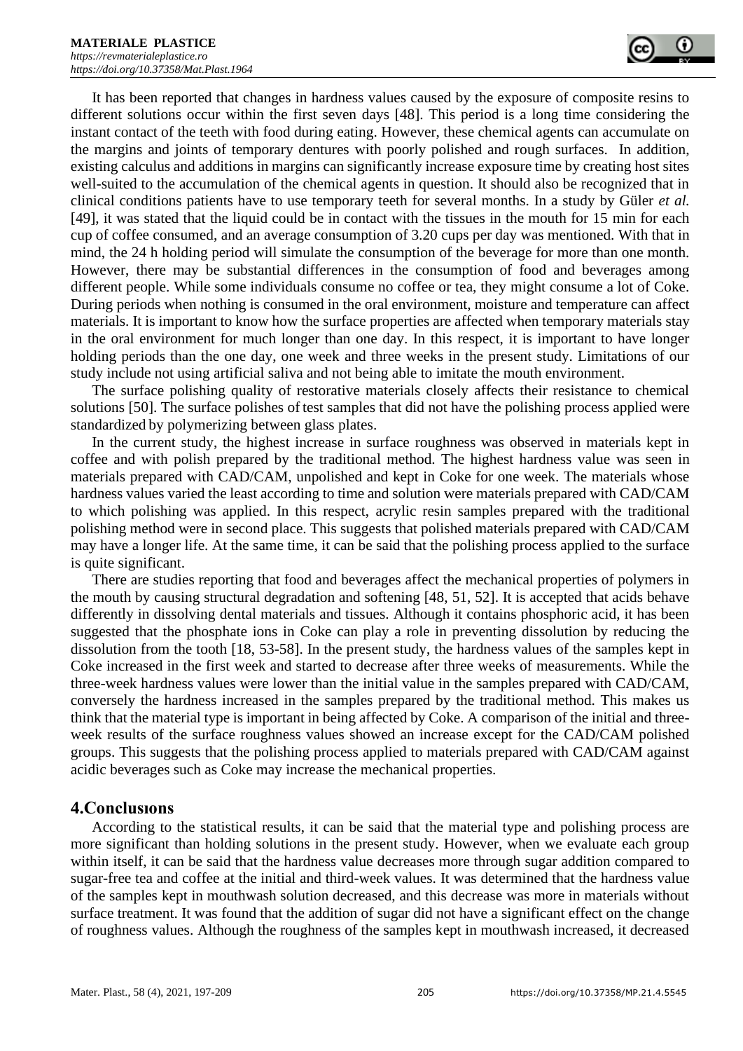It has been reported that changes in hardness values caused by the exposure of composite resins to different solutions occur within the first seven days [48]. This period is a long time considering the instant contact of the teeth with food during eating. However, these chemical agents can accumulate on the margins and joints of temporary dentures with poorly polished and rough surfaces. In addition, existing calculus and additions in margins can significantly increase exposure time by creating host sites well-suited to the accumulation of the chemical agents in question. It should also be recognized that in clinical conditions patients have to use temporary teeth for several months. In a study by Güler *et al.* [49], it was stated that the liquid could be in contact with the tissues in the mouth for 15 min for each cup of coffee consumed, and an average consumption of 3.20 cups per day was mentioned. With that in mind, the 24 h holding period will simulate the consumption of the beverage for more than one month. However, there may be substantial differences in the consumption of food and beverages among different people. While some individuals consume no coffee or tea, they might consume a lot of Coke. During periods when nothing is consumed in the oral environment, moisture and temperature can affect materials. It is important to know how the surface properties are affected when temporary materials stay in the oral environment for much longer than one day. In this respect, it is important to have longer holding periods than the one day, one week and three weeks in the present study. Limitations of our study include not using artificial saliva and not being able to imitate the mouth environment.

The surface polishing quality of restorative materials closely affects their resistance to chemical solutions [50]. The surface polishes of test samples that did not have the polishing process applied were standardized by polymerizing between glass plates.

In the current study, the highest increase in surface roughness was observed in materials kept in coffee and with polish prepared by the traditional method. The highest hardness value was seen in materials prepared with CAD/CAM, unpolished and kept in Coke for one week. The materials whose hardness values varied the least according to time and solution were materials prepared with CAD/CAM to which polishing was applied. In this respect, acrylic resin samples prepared with the traditional polishing method were in second place. This suggests that polished materials prepared with CAD/CAM may have a longer life. At the same time, it can be said that the polishing process applied to the surface is quite significant.

There are studies reporting that food and beverages affect the mechanical properties of polymers in the mouth by causing structural degradation and softening [48, 51, 52]. It is accepted that acids behave differently in dissolving dental materials and tissues. Although it contains phosphoric acid, it has been suggested that the phosphate ions in Coke can play a role in preventing dissolution by reducing the dissolution from the tooth [18, 53-58]. In the present study, the hardness values of the samples kept in Coke increased in the first week and started to decrease after three weeks of measurements. While the three-week hardness values were lower than the initial value in the samples prepared with CAD/CAM, conversely the hardness increased in the samples prepared by the traditional method. This makes us think that the material type is important in being affected by Coke. A comparison of the initial and three-week results of the surface roughness values showed an increase except for the CAD/CAM polished groups. This suggests that the polishing process applied to materials prepared with CAD/CAM against acidic beverages such as Coke may increase the mechanical properties.

## 4.Conclusıons

According to the statistical results, it can be said that the material type and polishing process are more significant than holding solutions in the present study. However, when we evaluate each group within itself, it can be said that the hardness value decreases more through sugar addition compared to sugar-free tea and coffee at the initial and third-week values. It was determined that the hardness value of the samples kept in mouthwash solution decreased, and this decrease was more in materials without surface treatment. It was found that the addition of sugar did not have a significant effect on the change of roughness values. Although the roughness of the samples kept in mouthwash increased, it decreased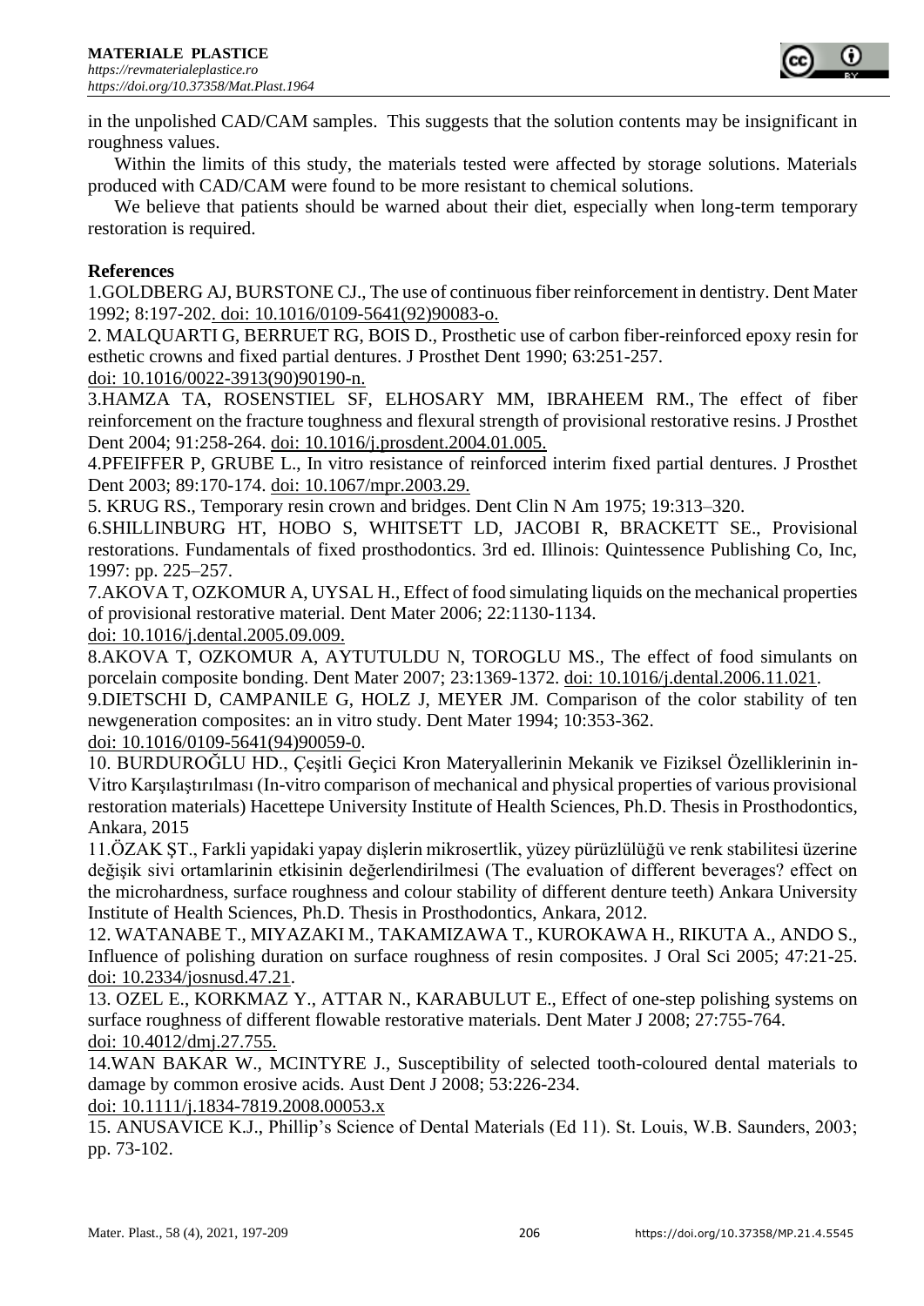in the unpolished CAD/CAM samples. This suggests that the solution contents may be insignificant in roughness values.

Within the limits of this study, the materials tested were affected by storage solutions. Materials produced with CAD/CAM were found to be more resistant to chemical solutions.

We believe that patients should be warned about their diet, especially when long-term temporary restoration is required.

**References**

1.GOLDBERG AJ, BURSTONE CJ., The use of continuous fiber reinforcement in dentistry. Dent Mater 1992; 8:197-202. doi: 10.1016/0109-5641(92)90083-o.

2. MALQUARTI G, BERRUET RG, BOIS D., Prosthetic use of carbon fiber-reinforced epoxy resin for esthetic crowns and fixed partial dentures. J Prosthet Dent 1990; 63:251-257. doi: 10.1016/0022-3913(90)90190-n.

3.HAMZA TA, ROSENSTIEL SF, ELHOSARY MM, IBRAHEEM RM., The effect of fiber reinforcement on the fracture toughness and flexural strength of provisional restorative resins. J Prosthet Dent 2004; 91:258-264. doi: 10.1016/j.prosdent.2004.01.005.

4.PFEIFFER P, GRUBE L., In vitro resistance of reinforced interim fixed partial dentures. J Prosthet Dent 2003; 89:170-174. doi: 10.1067/mpr.2003.29.

5. KRUG RS., Temporary resin crown and bridges. Dent Clin N Am 1975; 19:313–320.

6.SHILLINBURG HT, HOBO S, WHITSETT LD, JACOBI R, BRACKETT SE., Provisional restorations. Fundamentals of fixed prosthodontics. 3rd ed. Illinois: Quintessence Publishing Co, Inc, 1997: pp. 225–257.

7.AKOVA T, OZKOMUR A, UYSAL H., Effect of food simulating liquids on the mechanical properties of provisional restorative material. Dent Mater 2006; 22:1130-1134. doi: 10.1016/j.dental.2005.09.009.

8.AKOVA T, OZKOMUR A, AYTUTULDU N, TOROGLU MS., The effect of food simulants on porcelain composite bonding. Dent Mater 2007; 23:1369-1372. doi: 10.1016/j.dental.2006.11.021.

9.DIETSCHI D, CAMPANILE G, HOLZ J, MEYER JM. Comparison of the color stability of ten newgeneration composites: an in vitro study. Dent Mater 1994; 10:353-362. doi: 10.1016/0109-5641(94)90059-0.

10. BURDUROĞLU HD., Çeşitli Geçici Kron Materyallerinin Mekanik ve Fiziksel Özelliklerinin in-Vitro Karşılaştırılması (In-vitro comparison of mechanical and physical properties of various provisional restoration materials) Hacettepe University Institute of Health Sciences, Ph.D. Thesis in Prosthodontics, Ankara, 2015

11.ÖZAK ŞT., Farkli yapidaki yapay dişlerin mikrosertlik, yüzey pürüzlülüğü ve renk stabilitesi üzerine değişik sivi ortamlarinin etkisinin değerlendirilmesi (The evaluation of different beverages? effect on the microhardness, surface roughness and colour stability of different denture teeth) Ankara University Institute of Health Sciences, Ph.D. Thesis in Prosthodontics, Ankara, 2012.

12. WATANABE T., MIYAZAKI M., TAKAMIZAWA T., KUROKAWA H., RIKUTA A., ANDO S., Influence of polishing duration on surface roughness of resin composites. J Oral Sci 2005; 47:21-25. doi: 10.2334/josnusd.47.21.

13. OZEL E., KORKMAZ Y., ATTAR N., KARABULUT E., Effect of one-step polishing systems on surface roughness of different flowable restorative materials. Dent Mater J 2008; 27:755-764. doi: 10.4012/dmj.27.755.

14.WAN BAKAR W., MCINTYRE J., Susceptibility of selected tooth-coloured dental materials to damage by common erosive acids. Aust Dent J 2008; 53:226-234. doi: 10.1111/j.1834-7819.2008.00053.x

15. ANUSAVICE K.J., Phillip's Science of Dental Materials (Ed 11). St. Louis, W.B. Saunders, 2003; pp. 73-102.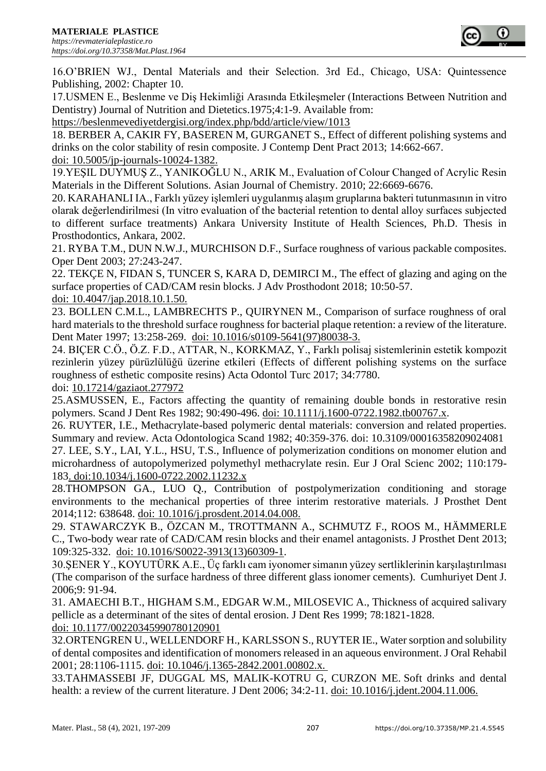16.O'BRIEN WJ., Dental Materials and their Selection. 3rd Ed., Chicago, USA: Quintessence Publishing, 2002: Chapter 10.

17.USMEN E., Beslenme ve Diş Hekimliği Arasında Etkileşmeler (Interactions Between Nutrition and Dentistry) Journal of Nutrition and Dietetics.1975;4:1-9. Available from: https://beslenmevediyetdergisi.org/index.php/bdd/article/view/1013

18. BERBER A, CAKIR FY, BASEREN M, GURGANET S., Effect of different polishing systems and drinks on the color stability of resin composite. J Contemp Dent Pract 2013; 14:662-667. doi: 10.5005/jp-journals-10024-1382.

19.YEŞIL DUYMUŞ Z., YANIKOĞLU N., ARIK M., Evaluation of Colour Changed of Acrylic Resin Materials in the Different Solutions. Asian Journal of Chemistry. 2010; 22:6669-6676.

20. KARAHANLI IA., Farklı yüzey işlemleri uygulanmış alaşım gruplarına bakteri tutunmasının in vitro olarak değerlendirilmesi (In vitro evaluation of the bacterial retention to dental alloy surfaces subjected to different surface treatments) Ankara University Institute of Health Sciences, Ph.D. Thesis in Prosthodontics, Ankara, 2002.

21. RYBA T.M., DUN N.W.J., MURCHISON D.F., Surface roughness of various packable composites. Oper Dent 2003; 27:243-247.

22. TEKÇE N, FIDAN S, TUNCER S, KARA D, DEMIRCI M., The effect of glazing and aging on the surface properties of CAD/CAM resin blocks. J Adv Prosthodont 2018; 10:50-57. doi: 10.4047/jap.2018.10.1.50.

23. BOLLEN C.M.L., LAMBRECHTS P., QUIRYNEN M., Comparison of surface roughness of oral hard materials to the threshold surface roughness for bacterial plaque retention: a review of the literature. Dent Mater 1997; 13:258-269. doi: 10.1016/s0109-5641(97)80038-3.

24. BIÇER C.Ö., Ö.Z. F.D., ATTAR, N., KORKMAZ, Y., Farklı polisaj sistemlerinin estetik kompozit rezinlerin yüzey pürüzlülüğü üzerine etkileri (Effects of different polishing systems on the surface roughness of esthetic composite resins) Acta Odontol Turc 2017; 34:7780. doi: 10.17214/gaziaot.277972

25.ASMUSSEN, E., Factors affecting the quantity of remaining double bonds in restorative resin polymers. Scand J Dent Res 1982; 90:490-496. doi: 10.1111/j.1600-0722.1982.tb00767.x.

26. RUYTER, I.E., Methacrylate-based polymeric dental materials: conversion and related properties. Summary and review. Acta Odontologica Scand 1982; 40:359-376. doi: 10.3109/00016358209024081

27. LEE, S.Y., LAI, Y.L., HSU, T.S., Influence of polymerization conditions on monomer elution and microhardness of autopolymerized polymethyl methacrylate resin. Eur J Oral Scienc 2002; 110:179-183. doi:10.1034/j.1600-0722.2002.11232.x

28.THOMPSON GA., LUO Q., Contribution of postpolymerization conditioning and storage environments to the mechanical properties of three interim restorative materials. J Prosthet Dent 2014;112: 638648. doi: 10.1016/j.prosdent.2014.04.008.

29. STAWARCZYK B., ÖZCAN M., TROTTMANN A., SCHMUTZ F., ROOS M., HÄMMERLE C., Two-body wear rate of CAD/CAM resin blocks and their enamel antagonists. J Prosthet Dent 2013; 109:325-332. doi: 10.1016/S0022-3913(13)60309-1.

30.ŞENER Y., KOYUTÜRK A.E., Üç farklı cam iyonomer simanın yüzey sertliklerinin karşılaştırılması (The comparison of the surface hardness of three different glass ionomer cements). Cumhuriyet Dent J. 2006;9: 91-94.

31. AMAECHI B.T., HIGHAM S.M., EDGAR W.M., MILOSEVIC A., Thickness of acquired salivary pellicle as a determinant of the sites of dental erosion. J Dent Res 1999; 78:1821-1828. doi: 10.1177/00220345990780120901

32.ORTENGREN U., WELLENDORF H., KARLSSON S., RUYTER IE., Water sorption and solubility of dental composites and identification of monomers released in an aqueous environment. J Oral Rehabil 2001; 28:1106-1115. doi: 10.1046/j.1365-2842.2001.00802.x.

33.TAHMASSEBI JF, DUGGAL MS, MALIK-KOTRU G, CURZON ME. Soft drinks and dental health: a review of the current literature. J Dent 2006; 34:2-11. doi: 10.1016/j.jdent.2004.11.006.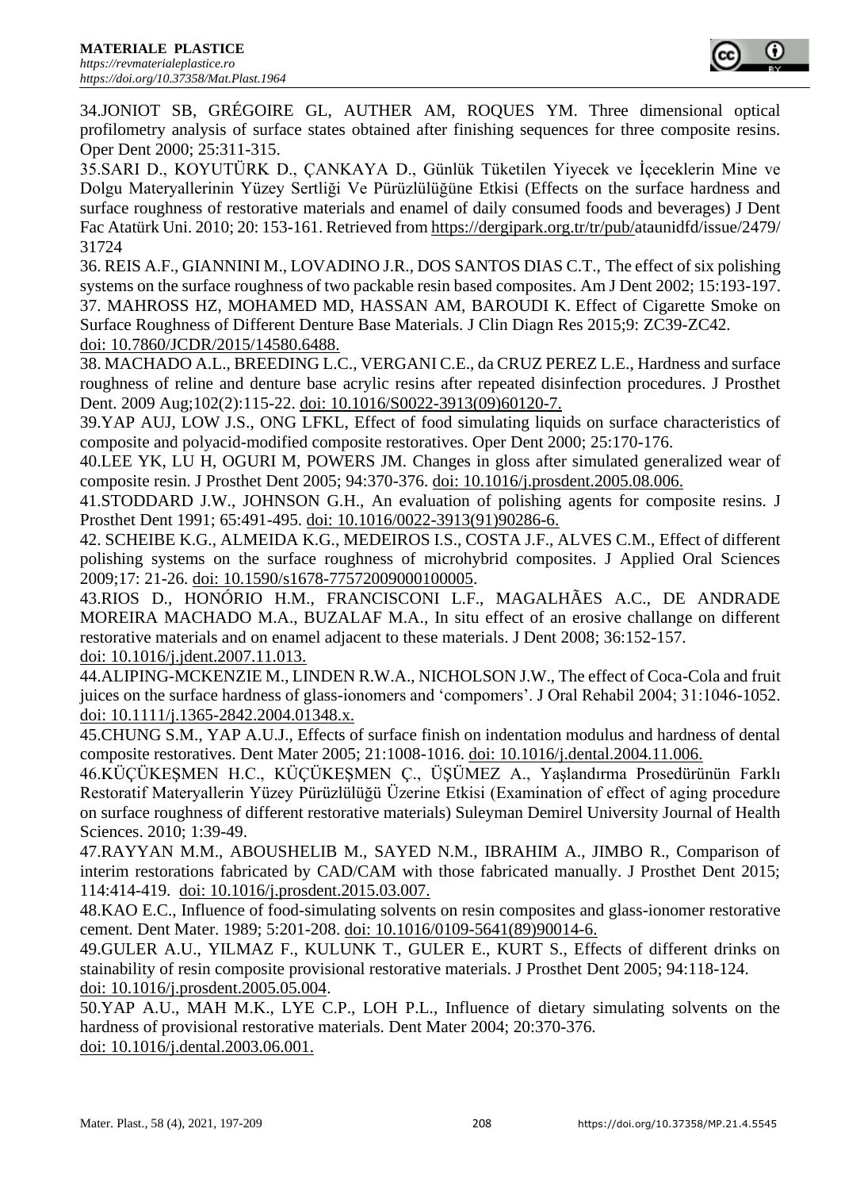34.JONIOT SB, GRÉGOIRE GL, AUTHER AM, ROQUES YM. Three dimensional optical profilometry analysis of surface states obtained after finishing sequences for three composite resins. Oper Dent 2000; 25:311-315.

35.SARI D., KOYUTÜRK D., ÇANKAYA D., Günlük Tüketilen Yiyecek ve İçeceklerin Mine ve Dolgu Materyallerinin Yüzey Sertliği Ve Pürüzlülüğüne Etkisi (Effects on the surface hardness and surface roughness of restorative materials and enamel of daily consumed foods and beverages) J Dent Fac Atatürk Uni. 2010; 20: 153-161. Retrieved from https://dergipark.org.tr/tr/pub/ataunidfd/issue/2479/31724

36. REIS A.F., GIANNINI M., LOVADINO J.R., DOS SANTOS DIAS C.T., The effect of six polishing systems on the surface roughness of two packable resin based composites. Am J Dent 2002; 15:193-197.

37. MAHROSS HZ, MOHAMED MD, HASSAN AM, BAROUDI K. Effect of Cigarette Smoke on Surface Roughness of Different Denture Base Materials. J Clin Diagn Res 2015;9: ZC39-ZC42. doi: 10.7860/JCDR/2015/14580.6488.

38. MACHADO A.L., BREEDING L.C., VERGANI C.E., da CRUZ PEREZ L.E., Hardness and surface roughness of reline and denture base acrylic resins after repeated disinfection procedures. J Prosthet Dent. 2009 Aug;102(2):115-22. doi: 10.1016/S0022-3913(09)60120-7.

39.YAP AUJ, LOW J.S., ONG LFKL, Effect of food simulating liquids on surface characteristics of composite and polyacid-modified composite restoratives. Oper Dent 2000; 25:170-176.

40.LEE YK, LU H, OGURI M, POWERS JM. Changes in gloss after simulated generalized wear of composite resin. J Prosthet Dent 2005; 94:370-376. doi: 10.1016/j.prosdent.2005.08.006.

41.STODDARD J.W., JOHNSON G.H., An evaluation of polishing agents for composite resins. J Prosthet Dent 1991; 65:491-495. doi: 10.1016/0022-3913(91)90286-6.

42. SCHEIBE K.G., ALMEIDA K.G., MEDEIROS I.S., COSTA J.F., ALVES C.M., Effect of different polishing systems on the surface roughness of microhybrid composites. J Applied Oral Sciences 2009;17: 21-26. doi: 10.1590/s1678-77572009000100005.

43.RIOS D., HONÓRIO H.M., FRANCISCONI L.F., MAGALHÃES A.C., DE ANDRADE MOREIRA MACHADO M.A., BUZALAF M.A., In situ effect of an erosive challange on different restorative materials and on enamel adjacent to these materials. J Dent 2008; 36:152-157. doi: 10.1016/j.jdent.2007.11.013.

44.ALIPING-MCKENZIE M., LINDEN R.W.A., NICHOLSON J.W., The effect of Coca-Cola and fruit juices on the surface hardness of glass-ionomers and 'compomers'. J Oral Rehabil 2004; 31:1046-1052. doi: 10.1111/j.1365-2842.2004.01348.x.

45.CHUNG S.M., YAP A.U.J., Effects of surface finish on indentation modulus and hardness of dental composite restoratives. Dent Mater 2005; 21:1008-1016. doi: 10.1016/j.dental.2004.11.006.

46.KÜÇÜKEŞMEN H.C., KÜÇÜKEŞMEN Ç., ÜŞÜMEZ A., Yaşlandırma Prosedürünün Farklı Restoratif Materyallerin Yüzey Pürüzlülüğü Üzerine Etkisi (Examination of effect of aging procedure on surface roughness of different restorative materials) Suleyman Demirel University Journal of Health Sciences. 2010; 1:39-49.

47.RAYYAN M.M., ABOUSHELIB M., SAYED N.M., IBRAHIM A., JIMBO R., Comparison of interim restorations fabricated by CAD/CAM with those fabricated manually. J Prosthet Dent 2015; 114:414-419. doi: 10.1016/j.prosdent.2015.03.007.

48.KAO E.C., Influence of food-simulating solvents on resin composites and glass-ionomer restorative cement. Dent Mater. 1989; 5:201-208. doi: 10.1016/0109-5641(89)90014-6.

49.GULER A.U., YILMAZ F., KULUNK T., GULER E., KURT S., Effects of different drinks on stainability of resin composite provisional restorative materials. J Prosthet Dent 2005; 94:118-124. doi: 10.1016/j.prosdent.2005.05.004.

50.YAP A.U., MAH M.K., LYE C.P., LOH P.L., Influence of dietary simulating solvents on the hardness of provisional restorative materials. Dent Mater 2004; 20:370-376. doi: 10.1016/j.dental.2003.06.001.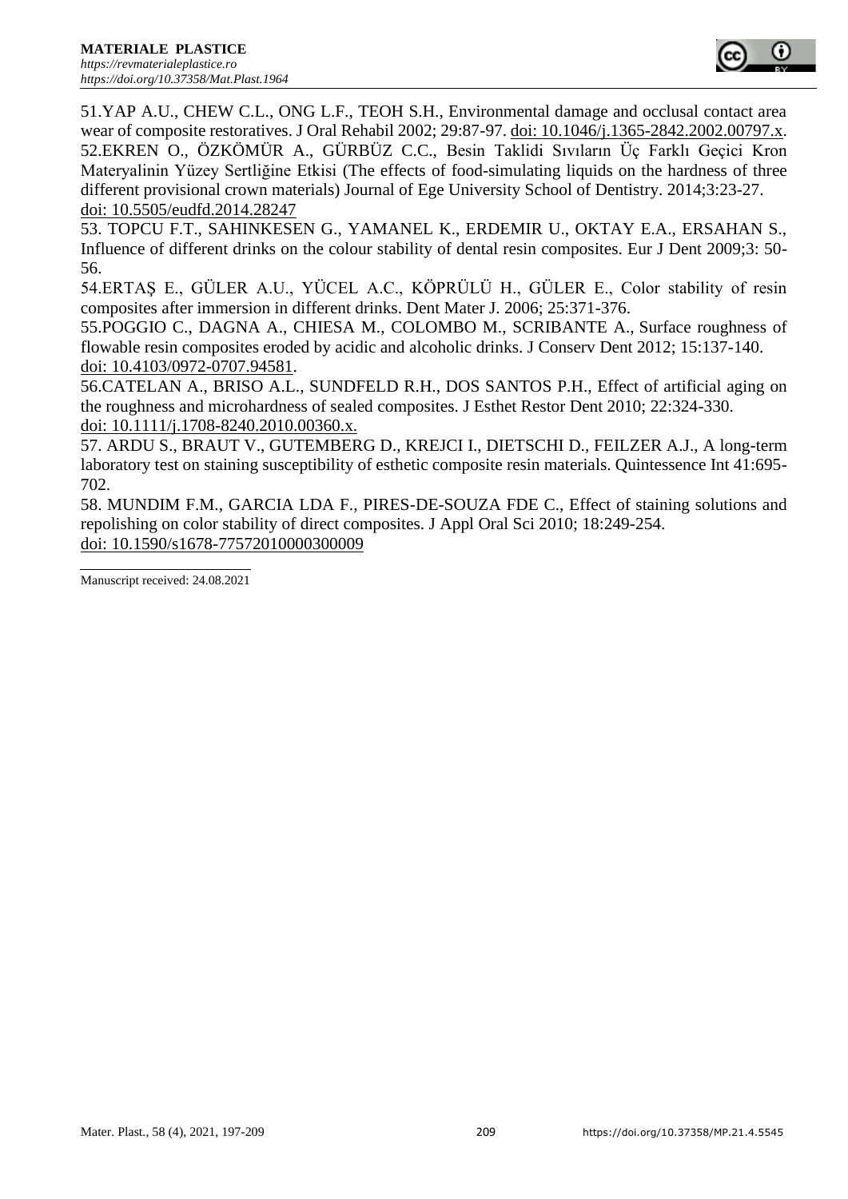51.YAP A.U., CHEW C.L., ONG L.F., TEOH S.H., Environmental damage and occlusal contact area wear of composite restoratives. J Oral Rehabil 2002; 29:87-97. doi: 10.1046/j.1365-2842.2002.00797.x.

52.EKREN O., ÖZKÖMÜR A., GÜRBÜZ C.C., Besin Taklidi Sıvıların Üç Farklı Geçici Kron Materyalinin Yüzey Sertliğine Etkisi (The effects of food-simulating liquids on the hardness of three different provisional crown materials) Journal of Ege University School of Dentistry. 2014;3:23-27. doi: 10.5505/eudfd.2014.28247

53. TOPCU F.T., SAHINKESEN G., YAMANEL K., ERDEMIR U., OKTAY E.A., ERSAHAN S., Influence of different drinks on the colour stability of dental resin composites. Eur J Dent 2009;3: 50-56.

54.ERTAŞ E., GÜLER A.U., YÜCEL A.C., KÖPRÜLÜ H., GÜLER E., Color stability of resin composites after immersion in different drinks. Dent Mater J. 2006; 25:371-376.

55.POGGIO C., DAGNA A., CHIESA M., COLOMBO M., SCRIBANTE A., Surface roughness of flowable resin composites eroded by acidic and alcoholic drinks. J Conserv Dent 2012; 15:137-140. doi: 10.4103/0972-0707.94581.

56.CATELAN A., BRISO A.L., SUNDFELD R.H., DOS SANTOS P.H., Effect of artificial aging on the roughness and microhardness of sealed composites. J Esthet Restor Dent 2010; 22:324-330. doi: 10.1111/j.1708-8240.2010.00360.x.

57. ARDU S., BRAUT V., GUTEMBERG D., KREJCI I., DIETSCHI D., FEILZER A.J., A long-term laboratory test on staining susceptibility of esthetic composite resin materials. Quintessence Int 41:695-702.

58. MUNDIM F.M., GARCIA LDA F., PIRES-DE-SOUZA FDE C., Effect of staining solutions and repolishing on color stability of direct composites. J Appl Oral Sci 2010; 18:249-254. doi: 10.1590/s1678-77572010000300009

---

Manuscript received: 24.08.2021